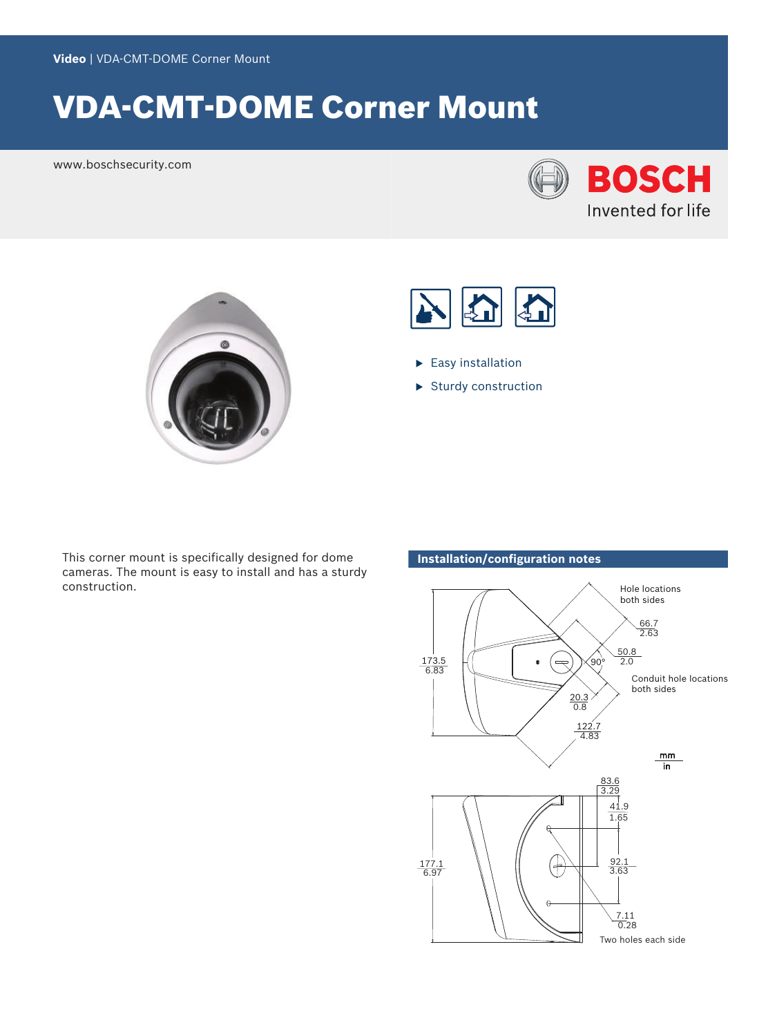**Video** | VDA-CMT-DOME Corner Mount

# VDA-CMT-DOME Corner Mount

www.boschsecurity.com

BOSCH
Invented for life

- Easy installation
- Sturdy construction

This corner mount is specifically designed for dome cameras. The mount is easy to install and has a sturdy construction.

## Installation/configuration notes

Hole locations both sides

66.7 / 2.63

50.8 / 2.0

90°

Conduit hole locations both sides

173.5 / 6.83

20.3 / 0.8

122.7 / 4.83

mm / in

83.6 / 3.29

41.9 / 1.65

177.1 / 6.97

92.1 / 3.63

7.11 / 0.28

Two holes each side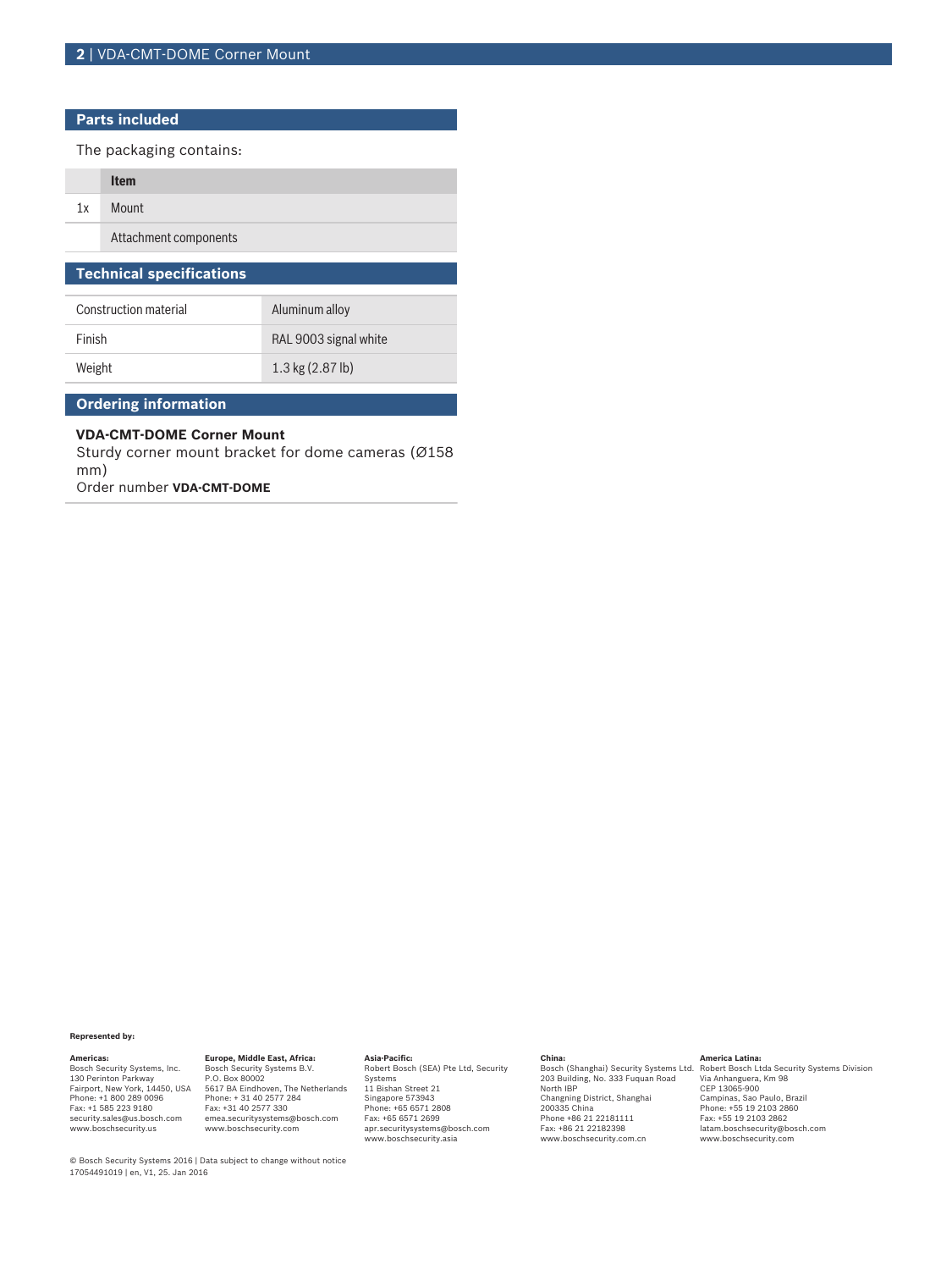## Parts included

The packaging contains:

| | Item |
|---|---|
| 1x | Mount |
| | Attachment components |

## Technical specifications

| | |
|---|---|
| Construction material | Aluminum alloy |
| Finish | RAL 9003 signal white |
| Weight | 1.3 kg (2.87 lb) |

## Ordering information

**VDA-CMT-DOME Corner Mount**
Sturdy corner mount bracket for dome cameras (Ø158 mm)
Order number **VDA-CMT-DOME**

**Represented by:**

**Americas:**
Bosch Security Systems, Inc.
130 Perinton Parkway
Fairport, New York, 14450, USA
Phone: +1 800 289 0096
Fax: +1 585 223 9180
security.sales@us.bosch.com
www.boschsecurity.us

**Europe, Middle East, Africa:**
Bosch Security Systems B.V.
P.O. Box 80002
5617 BA Eindhoven, The Netherlands
Phone: + 31 40 2577 284
Fax: +31 40 2577 330
emea.securitysystems@bosch.com
www.boschsecurity.com

**Asia-Pacific:**
Robert Bosch (SEA) Pte Ltd, Security Systems
11 Bishan Street 21
Singapore 573943
Phone: +65 6571 2808
Fax: +65 6571 2699
apr.securitysystems@bosch.com
www.boschsecurity.asia

**China:**
Bosch (Shanghai) Security Systems Ltd.
203 Building, No. 333 Fuquan Road
North IBP
Changning District, Shanghai
200335 China
Phone +86 21 22181111
Fax: +86 21 22182398
www.boschsecurity.com.cn

**America Latina:**
Robert Bosch Ltda Security Systems Division
Via Anhanguera, Km 98
CEP 13065-900
Campinas, Sao Paulo, Brazil
Phone: +55 19 2103 2860
Fax: +55 19 2103 2862
latam.boschsecurity@bosch.com
www.boschsecurity.com

© Bosch Security Systems 2016 | Data subject to change without notice
17054491019 | en, V1, 25. Jan 2016